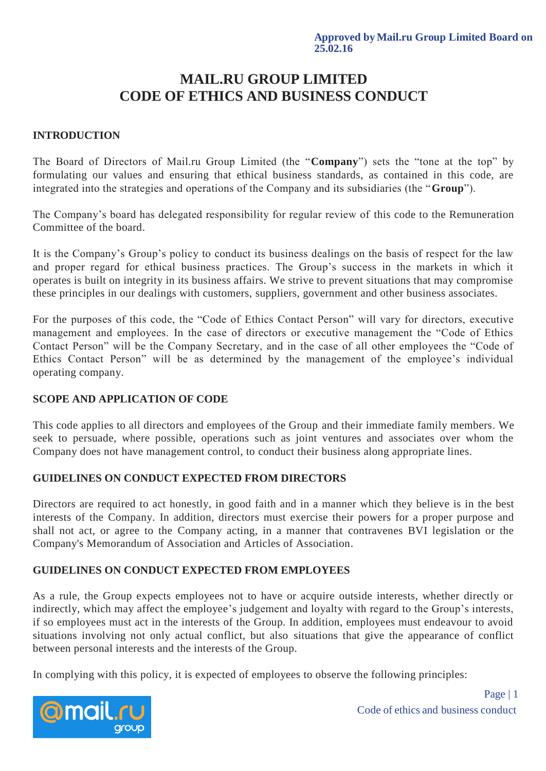**Approved by Mail.ru Group Limited Board on 25.02.16**

# MAIL.RU GROUP LIMITED
# CODE OF ETHICS AND BUSINESS CONDUCT

## INTRODUCTION

The Board of Directors of Mail.ru Group Limited (the "**Company**") sets the "tone at the top" by formulating our values and ensuring that ethical business standards, as contained in this code, are integrated into the strategies and operations of the Company and its subsidiaries (the "**Group**").

The Company's board has delegated responsibility for regular review of this code to the Remuneration Committee of the board.

It is the Company's Group's policy to conduct its business dealings on the basis of respect for the law and proper regard for ethical business practices. The Group's success in the markets in which it operates is built on integrity in its business affairs. We strive to prevent situations that may compromise these principles in our dealings with customers, suppliers, government and other business associates.

For the purposes of this code, the "Code of Ethics Contact Person" will vary for directors, executive management and employees. In the case of directors or executive management the "Code of Ethics Contact Person" will be the Company Secretary, and in the case of all other employees the "Code of Ethics Contact Person" will be as determined by the management of the employee's individual operating company.

## SCOPE AND APPLICATION OF CODE

This code applies to all directors and employees of the Group and their immediate family members. We seek to persuade, where possible, operations such as joint ventures and associates over whom the Company does not have management control, to conduct their business along appropriate lines.

## GUIDELINES ON CONDUCT EXPECTED FROM DIRECTORS

Directors are required to act honestly, in good faith and in a manner which they believe is in the best interests of the Company. In addition, directors must exercise their powers for a proper purpose and shall not act, or agree to the Company acting, in a manner that contravenes BVI legislation or the Company's Memorandum of Association and Articles of Association.

## GUIDELINES ON CONDUCT EXPECTED FROM EMPLOYEES

As a rule, the Group expects employees not to have or acquire outside interests, whether directly or indirectly, which may affect the employee's judgement and loyalty with regard to the Group's interests, if so employees must act in the interests of the Group. In addition, employees must endeavour to avoid situations involving not only actual conflict, but also situations that give the appearance of conflict between personal interests and the interests of the Group.

In complying with this policy, it is expected of employees to observe the following principles: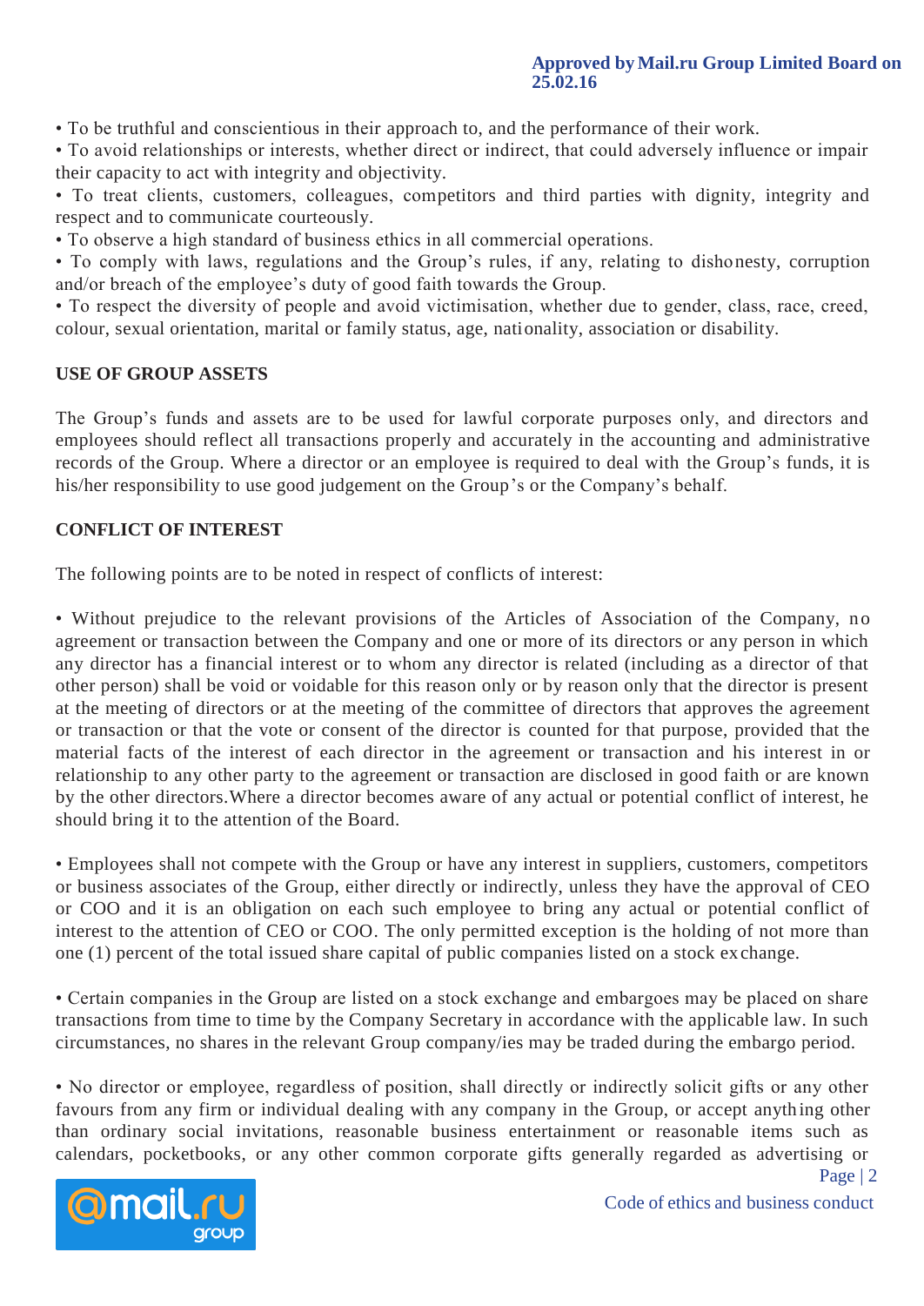- To be truthful and conscientious in their approach to, and the performance of their work.
- To avoid relationships or interests, whether direct or indirect, that could adversely influence or impair their capacity to act with integrity and objectivity.
- To treat clients, customers, colleagues, competitors and third parties with dignity, integrity and respect and to communicate courteously.
- To observe a high standard of business ethics in all commercial operations.
- To comply with laws, regulations and the Group's rules, if any, relating to dishonesty, corruption and/or breach of the employee's duty of good faith towards the Group.
- To respect the diversity of people and avoid victimisation, whether due to gender, class, race, creed, colour, sexual orientation, marital or family status, age, nationality, association or disability.

**USE OF GROUP ASSETS**

The Group's funds and assets are to be used for lawful corporate purposes only, and directors and employees should reflect all transactions properly and accurately in the accounting and administrative records of the Group. Where a director or an employee is required to deal with the Group's funds, it is his/her responsibility to use good judgement on the Group's or the Company's behalf.

**CONFLICT OF INTEREST**

The following points are to be noted in respect of conflicts of interest:

- Without prejudice to the relevant provisions of the Articles of Association of the Company, no agreement or transaction between the Company and one or more of its directors or any person in which any director has a financial interest or to whom any director is related (including as a director of that other person) shall be void or voidable for this reason only or by reason only that the director is present at the meeting of directors or at the meeting of the committee of directors that approves the agreement or transaction or that the vote or consent of the director is counted for that purpose, provided that the material facts of the interest of each director in the agreement or transaction and his interest in or relationship to any other party to the agreement or transaction are disclosed in good faith or are known by the other directors.Where a director becomes aware of any actual or potential conflict of interest, he should bring it to the attention of the Board.

- Employees shall not compete with the Group or have any interest in suppliers, customers, competitors or business associates of the Group, either directly or indirectly, unless they have the approval of CEO or COO and it is an obligation on each such employee to bring any actual or potential conflict of interest to the attention of CEO or COO. The only permitted exception is the holding of not more than one (1) percent of the total issued share capital of public companies listed on a stock exchange.

- Certain companies in the Group are listed on a stock exchange and embargoes may be placed on share transactions from time to time by the Company Secretary in accordance with the applicable law. In such circumstances, no shares in the relevant Group company/ies may be traded during the embargo period.

- No director or employee, regardless of position, shall directly or indirectly solicit gifts or any other favours from any firm or individual dealing with any company in the Group, or accept anything other than ordinary social invitations, reasonable business entertainment or reasonable items such as calendars, pocketbooks, or any other common corporate gifts generally regarded as advertising or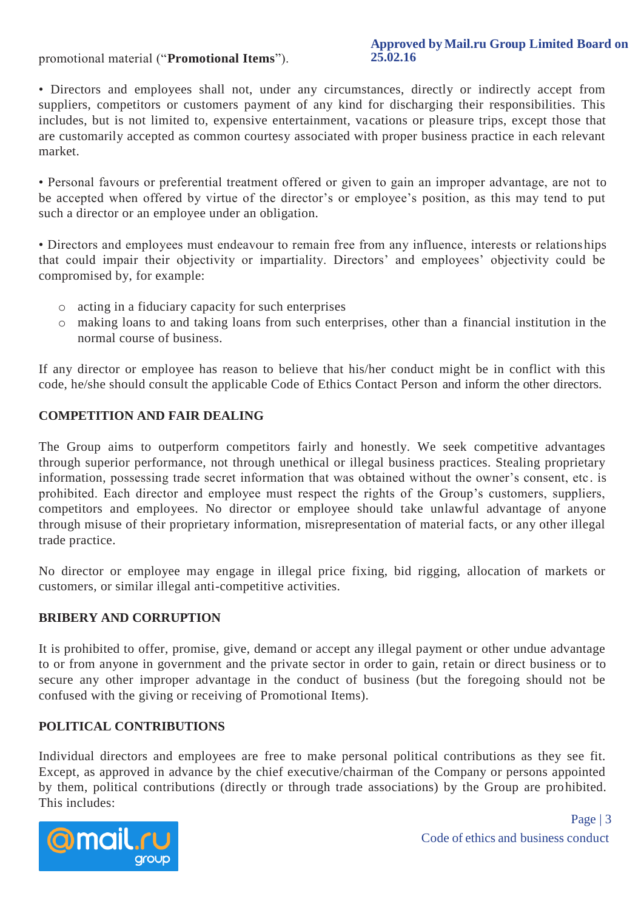promotional material ("**Promotional Items**").

• Directors and employees shall not, under any circumstances, directly or indirectly accept from suppliers, competitors or customers payment of any kind for discharging their responsibilities. This includes, but is not limited to, expensive entertainment, vacations or pleasure trips, except those that are customarily accepted as common courtesy associated with proper business practice in each relevant market.

• Personal favours or preferential treatment offered or given to gain an improper advantage, are not to be accepted when offered by virtue of the director's or employee's position, as this may tend to put such a director or an employee under an obligation.

• Directors and employees must endeavour to remain free from any influence, interests or relationships that could impair their objectivity or impartiality. Directors' and employees' objectivity could be compromised by, for example:

- acting in a fiduciary capacity for such enterprises
- making loans to and taking loans from such enterprises, other than a financial institution in the normal course of business.

If any director or employee has reason to believe that his/her conduct might be in conflict with this code, he/she should consult the applicable Code of Ethics Contact Person and inform the other directors.

## COMPETITION AND FAIR DEALING

The Group aims to outperform competitors fairly and honestly. We seek competitive advantages through superior performance, not through unethical or illegal business practices. Stealing proprietary information, possessing trade secret information that was obtained without the owner's consent, etc. is prohibited. Each director and employee must respect the rights of the Group's customers, suppliers, competitors and employees. No director or employee should take unlawful advantage of anyone through misuse of their proprietary information, misrepresentation of material facts, or any other illegal trade practice.

No director or employee may engage in illegal price fixing, bid rigging, allocation of markets or customers, or similar illegal anti-competitive activities.

## BRIBERY AND CORRUPTION

It is prohibited to offer, promise, give, demand or accept any illegal payment or other undue advantage to or from anyone in government and the private sector in order to gain, retain or direct business or to secure any other improper advantage in the conduct of business (but the foregoing should not be confused with the giving or receiving of Promotional Items).

## POLITICAL CONTRIBUTIONS

Individual directors and employees are free to make personal political contributions as they see fit. Except, as approved in advance by the chief executive/chairman of the Company or persons appointed by them, political contributions (directly or through trade associations) by the Group are prohibited. This includes: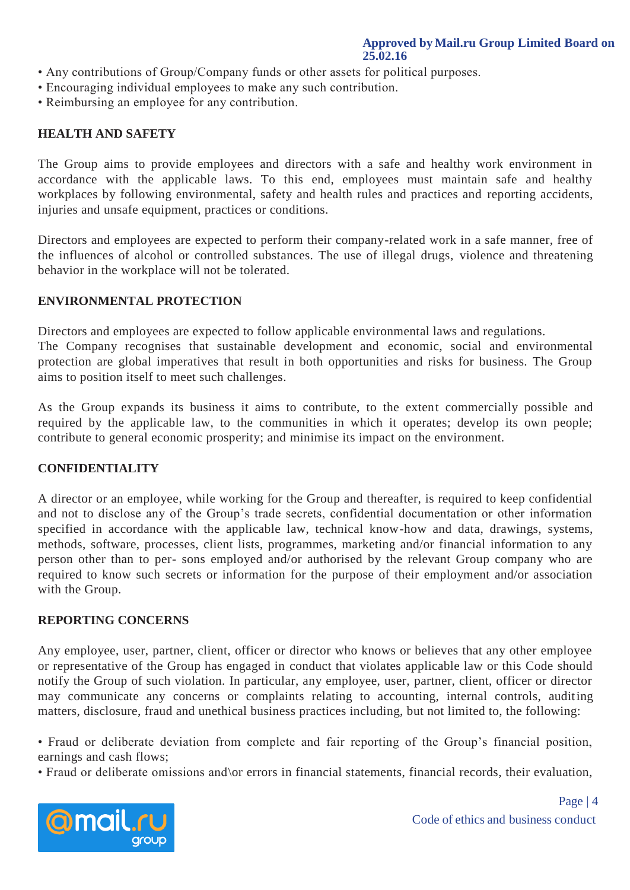- Any contributions of Group/Company funds or other assets for political purposes.
- Encouraging individual employees to make any such contribution.
- Reimbursing an employee for any contribution.

**HEALTH AND SAFETY**

The Group aims to provide employees and directors with a safe and healthy work environment in accordance with the applicable laws. To this end, employees must maintain safe and healthy workplaces by following environmental, safety and health rules and practices and reporting accidents, injuries and unsafe equipment, practices or conditions.

Directors and employees are expected to perform their company-related work in a safe manner, free of the influences of alcohol or controlled substances. The use of illegal drugs, violence and threatening behavior in the workplace will not be tolerated.

**ENVIRONMENTAL PROTECTION**

Directors and employees are expected to follow applicable environmental laws and regulations.
The Company recognises that sustainable development and economic, social and environmental protection are global imperatives that result in both opportunities and risks for business. The Group aims to position itself to meet such challenges.

As the Group expands its business it aims to contribute, to the extent commercially possible and required by the applicable law, to the communities in which it operates; develop its own people; contribute to general economic prosperity; and minimise its impact on the environment.

**CONFIDENTIALITY**

A director or an employee, while working for the Group and thereafter, is required to keep confidential and not to disclose any of the Group's trade secrets, confidential documentation or other information specified in accordance with the applicable law, technical know-how and data, drawings, systems, methods, software, processes, client lists, programmes, marketing and/or financial information to any person other than to per- sons employed and/or authorised by the relevant Group company who are required to know such secrets or information for the purpose of their employment and/or association with the Group.

**REPORTING CONCERNS**

Any employee, user, partner, client, officer or director who knows or believes that any other employee or representative of the Group has engaged in conduct that violates applicable law or this Code should notify the Group of such violation. In particular, any employee, user, partner, client, officer or director may communicate any concerns or complaints relating to accounting, internal controls, auditing matters, disclosure, fraud and unethical business practices including, but not limited to, the following:

- Fraud or deliberate deviation from complete and fair reporting of the Group's financial position, earnings and cash flows;
- Fraud or deliberate omissions and\or errors in financial statements, financial records, their evaluation,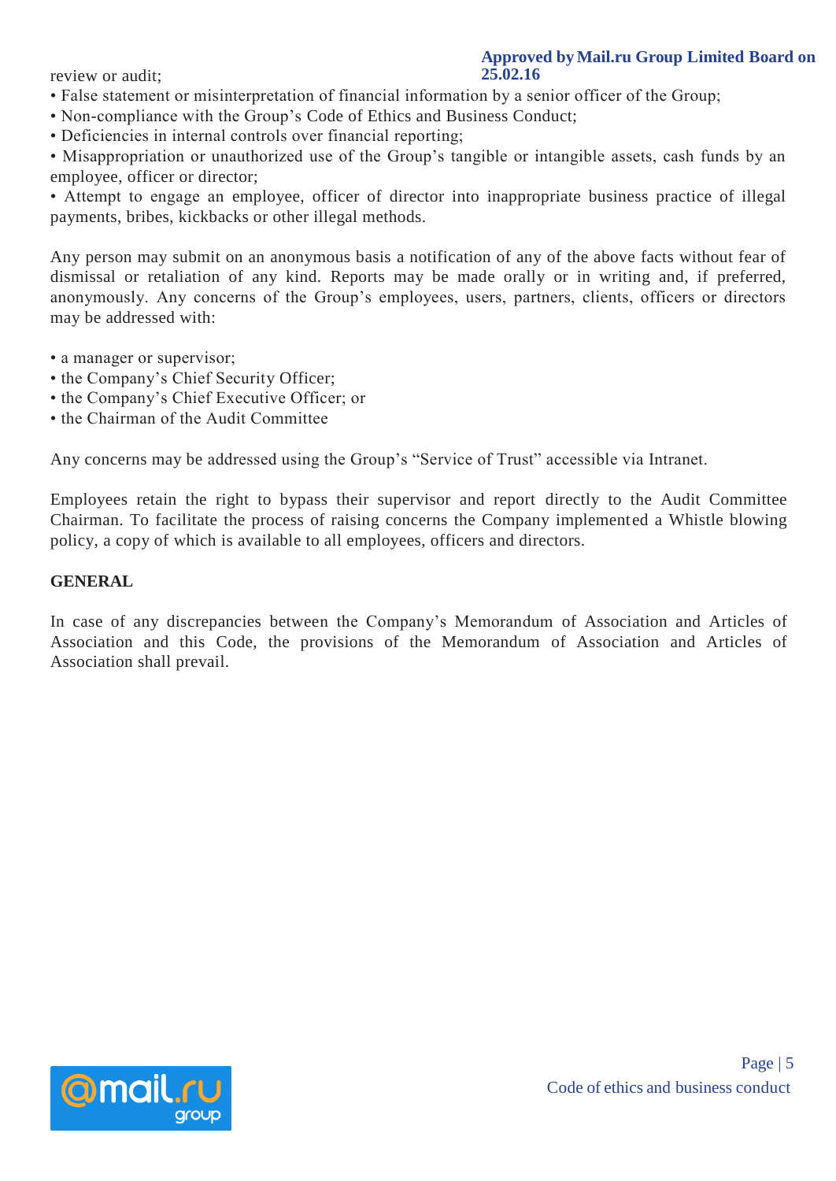review or audit;

- False statement or misinterpretation of financial information by a senior officer of the Group;
- Non-compliance with the Group's Code of Ethics and Business Conduct;
- Deficiencies in internal controls over financial reporting;
- Misappropriation or unauthorized use of the Group's tangible or intangible assets, cash funds by an employee, officer or director;
- Attempt to engage an employee, officer of director into inappropriate business practice of illegal payments, bribes, kickbacks or other illegal methods.

Any person may submit on an anonymous basis a notification of any of the above facts without fear of dismissal or retaliation of any kind. Reports may be made orally or in writing and, if preferred, anonymously. Any concerns of the Group's employees, users, partners, clients, officers or directors may be addressed with:

- a manager or supervisor;
- the Company's Chief Security Officer;
- the Company's Chief Executive Officer; or
- the Chairman of the Audit Committee

Any concerns may be addressed using the Group's "Service of Trust" accessible via Intranet.

Employees retain the right to bypass their supervisor and report directly to the Audit Committee Chairman. To facilitate the process of raising concerns the Company implemented a Whistle blowing policy, a copy of which is available to all employees, officers and directors.

## GENERAL

In case of any discrepancies between the Company's Memorandum of Association and Articles of Association and this Code, the provisions of the Memorandum of Association and Articles of Association shall prevail.